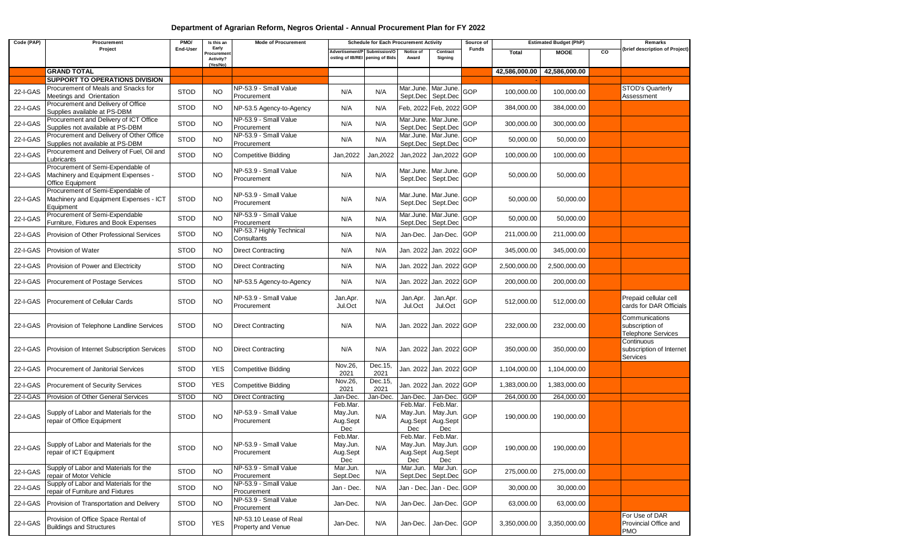# Department of Agrarian Reform, Negros Oriental - Annual Procurement Plan for FY 2022

| Code (PAP) | Procurement Project | PMO/ End-User | Is this an Early Procurement Activity? (Yes/No) | Mode of Procurement | Schedule for Each Procurement Activity | | | | Source of Funds | Estimated Budget (PhP) | | | Remarks (brief description of Project) |
|---|---|---|---|---|---|---|---|---|---|---|---|---|---|
| | | | | | Advertisement/Posting of IB/REI | Submission/Opening of Bids | Notice of Award | Contract Signing | | Total | MOOE | CO | |
| | **GRAND TOTAL** | | | | | | | | | 42,586,000.00 | 42,586,000.00 | | |
| | **SUPPORT TO OPERATIONS DIVISION** | | | | | | | | | - | | | |
| 22-I-GAS | Procurement of Meals and Snacks for Meetings and Orientation | STOD | NO | NP-53.9 - Small Value Procurement | N/A | N/A | Mar.June. Sept.Dec | Mar.June. Sept.Dec | GOP | 100,000.00 | 100,000.00 | | STOD's Quarterly Assessment |
| 22-I-GAS | Procurement and Delivery of Office Supplies available at PS-DBM | STOD | NO | NP-53.5 Agency-to-Agency | N/A | N/A | Feb, 2022 | Feb, 2022 | GOP | 384,000.00 | 384,000.00 | | |
| 22-I-GAS | Procurement and Delivery of ICT Office Supplies not available at PS-DBM | STOD | NO | NP-53.9 - Small Value Procurement | N/A | N/A | Mar.June. Sept.Dec | Mar.June. Sept.Dec | GOP | 300,000.00 | 300,000.00 | | |
| 22-I-GAS | Procurement and Delivery of Other Office Supplies not available at PS-DBM | STOD | NO | NP-53.9 - Small Value Procurement | N/A | N/A | Mar.June. Sept.Dec | Mar.June. Sept.Dec | GOP | 50,000.00 | 50,000.00 | | |
| 22-I-GAS | Procurement and Delivery of Fuel, Oil and Lubricants | STOD | NO | Competitive Bidding | Jan,2022 | Jan,2022 | Jan,2022 | Jan,2022 | GOP | 100,000.00 | 100,000.00 | | |
| 22-I-GAS | Procurement of Semi-Expendable of Machinery and Equipment Expenses - Office Equipment | STOD | NO | NP-53.9 - Small Value Procurement | N/A | N/A | Mar.June. Sept.Dec | Mar.June. Sept.Dec | GOP | 50,000.00 | 50,000.00 | | |
| 22-I-GAS | Procurement of Semi-Expendable of Machinery and Equipment Expenses - ICT Equipment | STOD | NO | NP-53.9 - Small Value Procurement | N/A | N/A | Mar.June. Sept.Dec | Mar.June. Sept.Dec | GOP | 50,000.00 | 50,000.00 | | |
| 22-I-GAS | Procurement of Semi-Expendable Furniture, Fixtures and Book Expenses | STOD | NO | NP-53.9 - Small Value Procurement | N/A | N/A | Mar.June. Sept.Dec | Mar.June. Sept.Dec | GOP | 50,000.00 | 50,000.00 | | |
| 22-I-GAS | Provision of Other Professional Services | STOD | NO | NP-53.7 Highly Technical Consultants | N/A | N/A | Jan-Dec. | Jan-Dec. | GOP | 211,000.00 | 211,000.00 | | |
| 22-I-GAS | Provision of Water | STOD | NO | Direct Contracting | N/A | N/A | Jan. 2022 | Jan. 2022 | GOP | 345,000.00 | 345,000.00 | | |
| 22-I-GAS | Provision of Power and Electricity | STOD | NO | Direct Contracting | N/A | N/A | Jan. 2022 | Jan. 2022 | GOP | 2,500,000.00 | 2,500,000.00 | | |
| 22-I-GAS | Procurement of Postage Services | STOD | NO | NP-53.5 Agency-to-Agency | N/A | N/A | Jan. 2022 | Jan. 2022 | GOP | 200,000.00 | 200,000.00 | | |
| 22-I-GAS | Procurement of Cellular Cards | STOD | NO | NP-53.9 - Small Value Procurement | Jan.Apr. Jul.Oct | N/A | Jan.Apr. Jul.Oct | Jan.Apr. Jul.Oct | GOP | 512,000.00 | 512,000.00 | | Prepaid cellular cell cards for DAR Officials |
| 22-I-GAS | Provision of Telephone Landline Services | STOD | NO | Direct Contracting | N/A | N/A | Jan. 2022 | Jan. 2022 | GOP | 232,000.00 | 232,000.00 | | Communications subscription of Telephone Services |
| 22-I-GAS | Provision of Internet Subscription Services | STOD | NO | Direct Contracting | N/A | N/A | Jan. 2022 | Jan. 2022 | GOP | 350,000.00 | 350,000.00 | | Continuous subscription of Internet Services |
| 22-I-GAS | Procurement of Janitorial Services | STOD | YES | Competitive Bidding | Nov.26, 2021 | Dec.15, 2021 | Jan. 2022 | Jan. 2022 | GOP | 1,104,000.00 | 1,104,000.00 | | |
| 22-I-GAS | Procurement of Security Services | STOD | YES | Competitive Bidding | Nov.26, 2021 | Dec.15, 2021 | Jan. 2022 | Jan. 2022 | GOP | 1,383,000.00 | 1,383,000.00 | | |
| 22-I-GAS | Provision of Other General Services | STOD | NO | Direct Contracting | Jan-Dec. | Jan-Dec. | Jan-Dec. | Jan-Dec. | GOP | 264,000.00 | 264,000.00 | | |
| 22-I-GAS | Supply of Labor and Materials for the repair of Office Equipment | STOD | NO | NP-53.9 - Small Value Procurement | Feb.Mar. May.Jun. Aug.Sept Dec | N/A | Feb.Mar. May.Jun. Aug.Sept Dec | Feb.Mar. May.Jun. Aug.Sept Dec | GOP | 190,000.00 | 190,000.00 | | |
| 22-I-GAS | Supply of Labor and Materials for the repair of ICT Equipment | STOD | NO | NP-53.9 - Small Value Procurement | Feb.Mar. May.Jun. Aug.Sept Dec | N/A | Feb.Mar. May.Jun. Aug.Sept Dec | Feb.Mar. May.Jun. Aug.Sept Dec | GOP | 190,000.00 | 190,000.00 | | |
| 22-I-GAS | Supply of Labor and Materials for the repair of Motor Vehicle | STOD | NO | NP-53.9 - Small Value Procurement | Mar.Jun. Sept.Dec | N/A | Mar.Jun. Sept.Dec | Mar.Jun. Sept.Dec | GOP | 275,000.00 | 275,000.00 | | |
| 22-I-GAS | Supply of Labor and Materials for the repair of Furniture and Fixtures | STOD | NO | NP-53.9 - Small Value Procurement | Jan - Dec. | N/A | Jan - Dec. | Jan - Dec. | GOP | 30,000.00 | 30,000.00 | | |
| 22-I-GAS | Provision of Transportation and Delivery | STOD | NO | NP-53.9 - Small Value Procurement | Jan-Dec. | N/A | Jan-Dec. | Jan-Dec. | GOP | 63,000.00 | 63,000.00 | | |
| 22-I-GAS | Provision of Office Space Rental of Buildings and Structures | STOD | YES | NP-53.10 Lease of Real Property and Venue | Jan-Dec. | N/A | Jan-Dec. | Jan-Dec. | GOP | 3,350,000.00 | 3,350,000.00 | | For Use of DAR Provincial Office and PMO |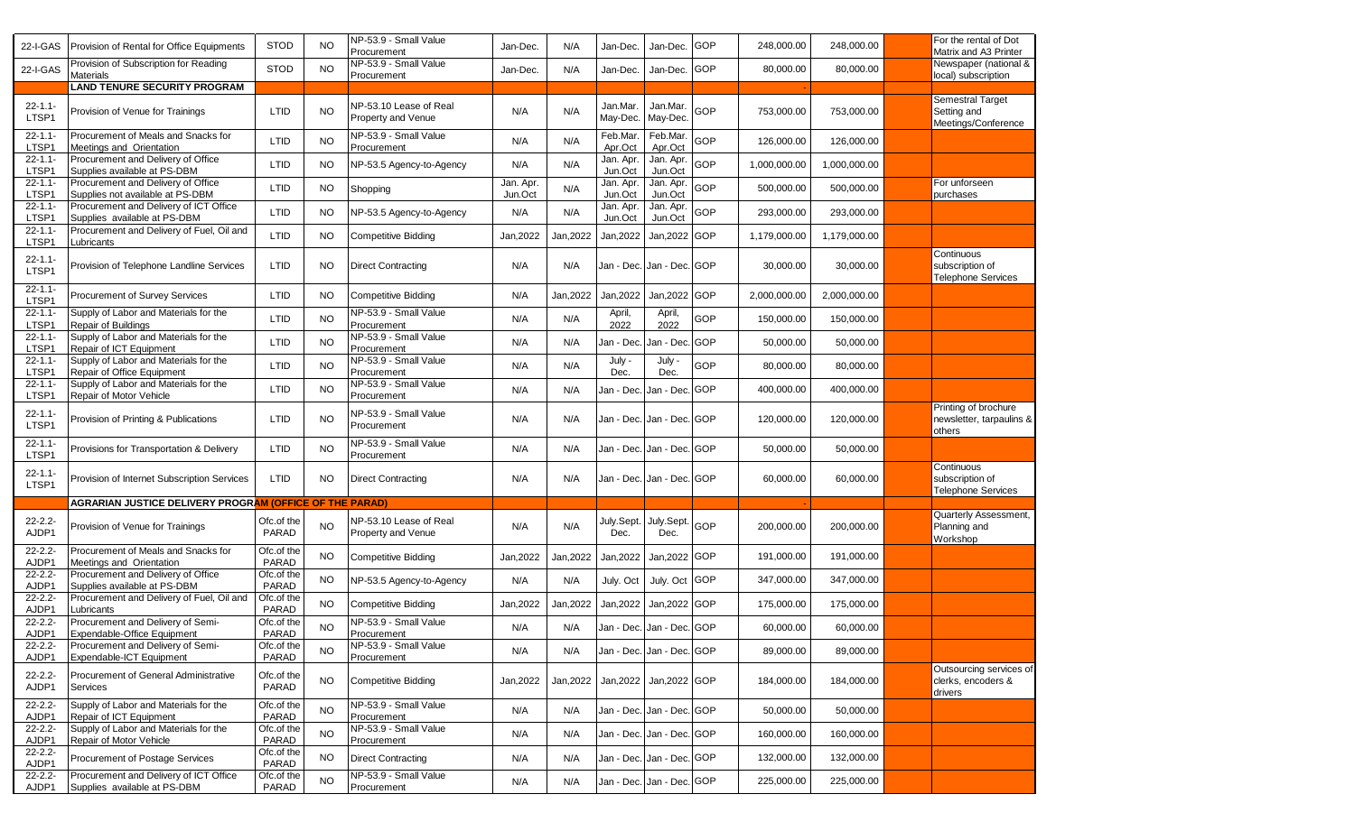| | | | | | | | | | | | | | |
|---|---|---|---|---|---|---|---|---|---|---|---|---|---|
| 22-I-GAS | Provision of Rental for Office Equipments | STOD | NO | NP-53.9 - Small Value Procurement | Jan-Dec. | N/A | Jan-Dec. | Jan-Dec. | GOP | 248,000.00 | 248,000.00 | | For the rental of Dot Matrix and A3 Printer |
| 22-I-GAS | Provision of Subscription for Reading Materials | STOD | NO | NP-53.9 - Small Value Procurement | Jan-Dec. | N/A | Jan-Dec. | Jan-Dec. | GOP | 80,000.00 | 80,000.00 | | Newspaper (national & local) subscription |
| | **LAND TENURE SECURITY PROGRAM** | | | | | | | | | | - | | |
| 22-1.1-LTSP1 | Provision of Venue for Trainings | LTID | NO | NP-53.10 Lease of Real Property and Venue | N/A | N/A | Jan.Mar. May-Dec. | Jan.Mar. May-Dec. | GOP | 753,000.00 | 753,000.00 | | Semestral Target Setting and Meetings/Conference |
| 22-1.1-LTSP1 | Procurement of Meals and Snacks for Meetings and Orientation | LTID | NO | NP-53.9 - Small Value Procurement | N/A | N/A | Feb.Mar. Apr.Oct | Feb.Mar. Apr.Oct | GOP | 126,000.00 | 126,000.00 | | |
| 22-1.1-LTSP1 | Procurement and Delivery of Office Supplies available at PS-DBM | LTID | NO | NP-53.5 Agency-to-Agency | N/A | N/A | Jan. Apr. Jun.Oct | Jan. Apr. Jun.Oct | GOP | 1,000,000.00 | 1,000,000.00 | | |
| 22-1.1-LTSP1 | Procurement and Delivery of Office Supplies not available at PS-DBM | LTID | NO | Shopping | Jan. Apr. Jun.Oct | N/A | Jan. Apr. Jun.Oct | Jan. Apr. Jun.Oct | GOP | 500,000.00 | 500,000.00 | | For unforseen purchases |
| 22-1.1-LTSP1 | Procurement and Delivery of ICT Office Supplies available at PS-DBM | LTID | NO | NP-53.5 Agency-to-Agency | N/A | N/A | Jan. Apr. Jun.Oct | Jan. Apr. Jun.Oct | GOP | 293,000.00 | 293,000.00 | | |
| 22-1.1-LTSP1 | Procurement and Delivery of Fuel, Oil and Lubricants | LTID | NO | Competitive Bidding | Jan,2022 | Jan,2022 | Jan,2022 | Jan,2022 | GOP | 1,179,000.00 | 1,179,000.00 | | |
| 22-1.1-LTSP1 | Provision of Telephone Landline Services | LTID | NO | Direct Contracting | N/A | N/A | Jan - Dec. | Jan - Dec. | GOP | 30,000.00 | 30,000.00 | | Continuous subscription of Telephone Services |
| 22-1.1-LTSP1 | Procurement of Survey Services | LTID | NO | Competitive Bidding | N/A | Jan,2022 | Jan,2022 | Jan,2022 | GOP | 2,000,000.00 | 2,000,000.00 | | |
| 22-1.1-LTSP1 | Supply of Labor and Materials for the Repair of Buildings | LTID | NO | NP-53.9 - Small Value Procurement | N/A | N/A | April, 2022 | April, 2022 | GOP | 150,000.00 | 150,000.00 | | |
| 22-1.1-LTSP1 | Supply of Labor and Materials for the Repair of ICT Equipment | LTID | NO | NP-53.9 - Small Value Procurement | N/A | N/A | Jan - Dec. | Jan - Dec. | GOP | 50,000.00 | 50,000.00 | | |
| 22-1.1-LTSP1 | Supply of Labor and Materials for the Repair of Office Equipment | LTID | NO | NP-53.9 - Small Value Procurement | N/A | N/A | July - Dec. | July - Dec. | GOP | 80,000.00 | 80,000.00 | | |
| 22-1.1-LTSP1 | Supply of Labor and Materials for the Repair of Motor Vehicle | LTID | NO | NP-53.9 - Small Value Procurement | N/A | N/A | Jan - Dec. | Jan - Dec. | GOP | 400,000.00 | 400,000.00 | | |
| 22-1.1-LTSP1 | Provision of Printing & Publications | LTID | NO | NP-53.9 - Small Value Procurement | N/A | N/A | Jan - Dec. | Jan - Dec. | GOP | 120,000.00 | 120,000.00 | | Printing of brochure newsletter, tarpaulins & others |
| 22-1.1-LTSP1 | Provisions for Transportation & Delivery | LTID | NO | NP-53.9 - Small Value Procurement | N/A | N/A | Jan - Dec. | Jan - Dec. | GOP | 50,000.00 | 50,000.00 | | |
| 22-1.1-LTSP1 | Provision of Internet Subscription Services | LTID | NO | Direct Contracting | N/A | N/A | Jan - Dec. | Jan - Dec. | GOP | 60,000.00 | 60,000.00 | | Continuous subscription of Telephone Services |
| | **AGRARIAN JUSTICE DELIVERY PROGRAM (OFFICE OF THE PARAD)** | | | | | | | | | | - | | |
| 22-2.2-AJDP1 | Provision of Venue for Trainings | Ofc.of the PARAD | NO | NP-53.10 Lease of Real Property and Venue | N/A | N/A | July.Sept. Dec. | July.Sept. Dec. | GOP | 200,000.00 | 200,000.00 | | Quarterly Assessment, Planning and Workshop |
| 22-2.2-AJDP1 | Procurement of Meals and Snacks for Meetings and Orientation | Ofc.of the PARAD | NO | Competitive Bidding | Jan,2022 | Jan,2022 | Jan,2022 | Jan,2022 | GOP | 191,000.00 | 191,000.00 | | |
| 22-2.2-AJDP1 | Procurement and Delivery of Office Supplies available at PS-DBM | Ofc.of the PARAD | NO | NP-53.5 Agency-to-Agency | N/A | N/A | July. Oct | July. Oct | GOP | 347,000.00 | 347,000.00 | | |
| 22-2.2-AJDP1 | Procurement and Delivery of Fuel, Oil and Lubricants | Ofc.of the PARAD | NO | Competitive Bidding | Jan,2022 | Jan,2022 | Jan,2022 | Jan,2022 | GOP | 175,000.00 | 175,000.00 | | |
| 22-2.2-AJDP1 | Procurement and Delivery of Semi-Expendable-Office Equipment | Ofc.of the PARAD | NO | NP-53.9 - Small Value Procurement | N/A | N/A | Jan - Dec. | Jan - Dec. | GOP | 60,000.00 | 60,000.00 | | |
| 22-2.2-AJDP1 | Procurement and Delivery of Semi-Expendable-ICT Equipment | Ofc.of the PARAD | NO | NP-53.9 - Small Value Procurement | N/A | N/A | Jan - Dec. | Jan - Dec. | GOP | 89,000.00 | 89,000.00 | | |
| 22-2.2-AJDP1 | Procurement of General Administrative Services | Ofc.of the PARAD | NO | Competitive Bidding | Jan,2022 | Jan,2022 | Jan,2022 | Jan,2022 | GOP | 184,000.00 | 184,000.00 | | Outsourcing services of clerks, encoders & drivers |
| 22-2.2-AJDP1 | Supply of Labor and Materials for the Repair of ICT Equipment | Ofc.of the PARAD | NO | NP-53.9 - Small Value Procurement | N/A | N/A | Jan - Dec. | Jan - Dec. | GOP | 50,000.00 | 50,000.00 | | |
| 22-2.2-AJDP1 | Supply of Labor and Materials for the Repair of Motor Vehicle | Ofc.of the PARAD | NO | NP-53.9 - Small Value Procurement | N/A | N/A | Jan - Dec. | Jan - Dec. | GOP | 160,000.00 | 160,000.00 | | |
| 22-2.2-AJDP1 | Procurement of Postage Services | Ofc.of the PARAD | NO | Direct Contracting | N/A | N/A | Jan - Dec. | Jan - Dec. | GOP | 132,000.00 | 132,000.00 | | |
| 22-2.2-AJDP1 | Procurement and Delivery of ICT Office Supplies available at PS-DBM | Ofc.of the PARAD | NO | NP-53.9 - Small Value Procurement | N/A | N/A | Jan - Dec. | Jan - Dec. | GOP | 225,000.00 | 225,000.00 | | |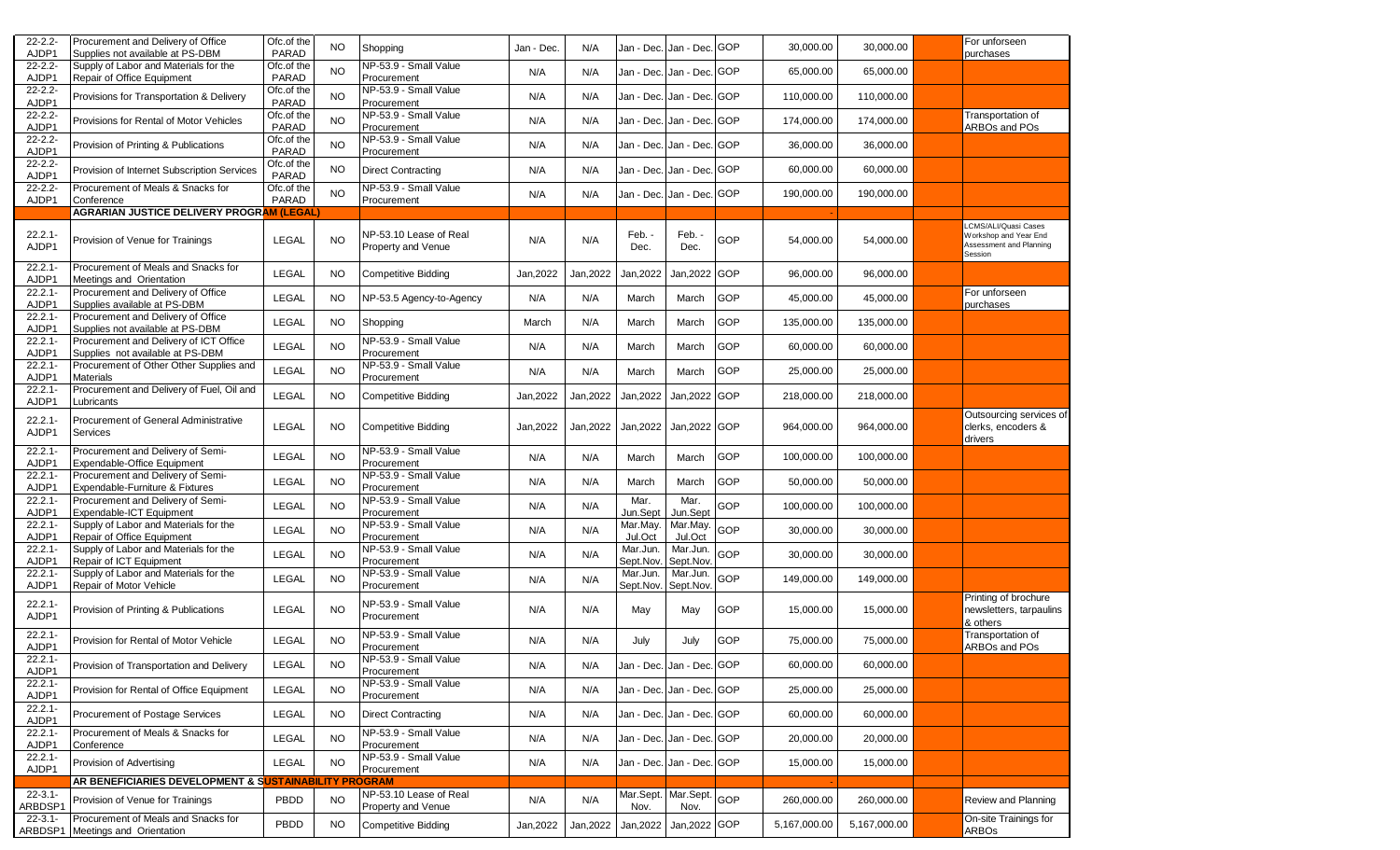| | | | | | | | | | | | | | |
|---|---|---|---|---|---|---|---|---|---|---|---|---|---|
| 22-2.2-AJDP1 | Procurement and Delivery of Office Supplies not available at PS-DBM | Ofc.of the PARAD | NO | Shopping | Jan - Dec. | N/A | Jan - Dec. | Jan - Dec. | GOP | 30,000.00 | 30,000.00 | | For unforseen purchases |
| 22-2.2-AJDP1 | Supply of Labor and Materials for the Repair of Office Equipment | Ofc.of the PARAD | NO | NP-53.9 - Small Value Procurement | N/A | N/A | Jan - Dec. | Jan - Dec. | GOP | 65,000.00 | 65,000.00 | | |
| 22-2.2-AJDP1 | Provisions for Transportation & Delivery | Ofc.of the PARAD | NO | NP-53.9 - Small Value Procurement | N/A | N/A | Jan - Dec. | Jan - Dec. | GOP | 110,000.00 | 110,000.00 | | |
| 22-2.2-AJDP1 | Provisions for Rental of Motor Vehicles | Ofc.of the PARAD | NO | NP-53.9 - Small Value Procurement | N/A | N/A | Jan - Dec. | Jan - Dec. | GOP | 174,000.00 | 174,000.00 | | Transportation of ARBOs and POs |
| 22-2.2-AJDP1 | Provision of Printing & Publications | Ofc.of the PARAD | NO | NP-53.9 - Small Value Procurement | N/A | N/A | Jan - Dec. | Jan - Dec. | GOP | 36,000.00 | 36,000.00 | | |
| 22-2.2-AJDP1 | Provision of Internet Subscription Services | Ofc.of the PARAD | NO | Direct Contracting | N/A | N/A | Jan - Dec. | Jan - Dec. | GOP | 60,000.00 | 60,000.00 | | |
| 22-2.2-AJDP1 | Procurement of Meals & Snacks for Conference | Ofc.of the PARAD | NO | NP-53.9 - Small Value Procurement | N/A | N/A | Jan - Dec. | Jan - Dec. | GOP | 190,000.00 | 190,000.00 | | |
| | **AGRARIAN JUSTICE DELIVERY PROGRAM (LEGAL)** | | | | | | | | | | - | | |
| 22.2.1-AJDP1 | Provision of Venue for Trainings | LEGAL | NO | NP-53.10 Lease of Real Property and Venue | N/A | N/A | Feb. - Dec. | Feb. - Dec. | GOP | 54,000.00 | 54,000.00 | | LCMS/ALI/Quasi Cases Workshop and Year End Assessment and Planning Session |
| 22.2.1-AJDP1 | Procurement of Meals and Snacks for Meetings and Orientation | LEGAL | NO | Competitive Bidding | Jan,2022 | Jan,2022 | Jan,2022 | Jan,2022 | GOP | 96,000.00 | 96,000.00 | | |
| 22.2.1-AJDP1 | Procurement and Delivery of Office Supplies available at PS-DBM | LEGAL | NO | NP-53.5 Agency-to-Agency | N/A | N/A | March | March | GOP | 45,000.00 | 45,000.00 | | For unforseen purchases |
| 22.2.1-AJDP1 | Procurement and Delivery of Office Supplies not available at PS-DBM | LEGAL | NO | Shopping | March | N/A | March | March | GOP | 135,000.00 | 135,000.00 | | |
| 22.2.1-AJDP1 | Procurement and Delivery of ICT Office Supplies not available at PS-DBM | LEGAL | NO | NP-53.9 - Small Value Procurement | N/A | N/A | March | March | GOP | 60,000.00 | 60,000.00 | | |
| 22.2.1-AJDP1 | Procurement of Other Other Supplies and Materials | LEGAL | NO | NP-53.9 - Small Value Procurement | N/A | N/A | March | March | GOP | 25,000.00 | 25,000.00 | | |
| 22.2.1-AJDP1 | Procurement and Delivery of Fuel, Oil and Lubricants | LEGAL | NO | Competitive Bidding | Jan,2022 | Jan,2022 | Jan,2022 | Jan,2022 | GOP | 218,000.00 | 218,000.00 | | |
| 22.2.1-AJDP1 | Procurement of General Administrative Services | LEGAL | NO | Competitive Bidding | Jan,2022 | Jan,2022 | Jan,2022 | Jan,2022 | GOP | 964,000.00 | 964,000.00 | | Outsourcing services of clerks, encoders & drivers |
| 22.2.1-AJDP1 | Procurement and Delivery of Semi-Expendable-Office Equipment | LEGAL | NO | NP-53.9 - Small Value Procurement | N/A | N/A | March | March | GOP | 100,000.00 | 100,000.00 | | |
| 22.2.1-AJDP1 | Procurement and Delivery of Semi-Expendable-Furniture & Fixtures | LEGAL | NO | NP-53.9 - Small Value Procurement | N/A | N/A | March | March | GOP | 50,000.00 | 50,000.00 | | |
| 22.2.1-AJDP1 | Procurement and Delivery of Semi-Expendable-ICT Equipment | LEGAL | NO | NP-53.9 - Small Value Procurement | N/A | N/A | Mar. Jun.Sept | Mar. Jun.Sept | GOP | 100,000.00 | 100,000.00 | | |
| 22.2.1-AJDP1 | Supply of Labor and Materials for the Repair of Office Equipment | LEGAL | NO | NP-53.9 - Small Value Procurement | N/A | N/A | Mar.May. Jul.Oct | Mar.May. Jul.Oct | GOP | 30,000.00 | 30,000.00 | | |
| 22.2.1-AJDP1 | Supply of Labor and Materials for the Repair of ICT Equipment | LEGAL | NO | NP-53.9 - Small Value Procurement | N/A | N/A | Mar.Jun. Sept.Nov. | Mar.Jun. Sept.Nov. | GOP | 30,000.00 | 30,000.00 | | |
| 22.2.1-AJDP1 | Supply of Labor and Materials for the Repair of Motor Vehicle | LEGAL | NO | NP-53.9 - Small Value Procurement | N/A | N/A | Mar.Jun. Sept.Nov. | Mar.Jun. Sept.Nov. | GOP | 149,000.00 | 149,000.00 | | |
| 22.2.1-AJDP1 | Provision of Printing & Publications | LEGAL | NO | NP-53.9 - Small Value Procurement | N/A | N/A | May | May | GOP | 15,000.00 | 15,000.00 | | Printing of brochure newsletters, tarpaulins & others |
| 22.2.1-AJDP1 | Provision for Rental of Motor Vehicle | LEGAL | NO | NP-53.9 - Small Value Procurement | N/A | N/A | July | July | GOP | 75,000.00 | 75,000.00 | | Transportation of ARBOs and POs |
| 22.2.1-AJDP1 | Provision of Transportation and Delivery | LEGAL | NO | NP-53.9 - Small Value Procurement | N/A | N/A | Jan - Dec. | Jan - Dec. | GOP | 60,000.00 | 60,000.00 | | |
| 22.2.1-AJDP1 | Provision for Rental of Office Equipment | LEGAL | NO | NP-53.9 - Small Value Procurement | N/A | N/A | Jan - Dec. | Jan - Dec. | GOP | 25,000.00 | 25,000.00 | | |
| 22.2.1-AJDP1 | Procurement of Postage Services | LEGAL | NO | Direct Contracting | N/A | N/A | Jan - Dec. | Jan - Dec. | GOP | 60,000.00 | 60,000.00 | | |
| 22.2.1-AJDP1 | Procurement of Meals & Snacks for Conference | LEGAL | NO | NP-53.9 - Small Value Procurement | N/A | N/A | Jan - Dec. | Jan - Dec. | GOP | 20,000.00 | 20,000.00 | | |
| 22.2.1-AJDP1 | Provision of Advertising | LEGAL | NO | NP-53.9 - Small Value Procurement | N/A | N/A | Jan - Dec. | Jan - Dec. | GOP | 15,000.00 | 15,000.00 | | |
| | **AR BENEFICIARIES DEVELOPMENT & SUSTAINABILITY PROGRAM** | | | | | | | | | | - | | |
| 22-3.1-ARBDSP1 | Provision of Venue for Trainings | PBDD | NO | NP-53.10 Lease of Real Property and Venue | N/A | N/A | Mar.Sept. Nov. | Mar.Sept. Nov. | GOP | 260,000.00 | 260,000.00 | | Review and Planning |
| 22-3.1-ARBDSP1 | Procurement of Meals and Snacks for Meetings and Orientation | PBDD | NO | Competitive Bidding | Jan,2022 | Jan,2022 | Jan,2022 | Jan,2022 | GOP | 5,167,000.00 | 5,167,000.00 | | On-site Trainings for ARBOs |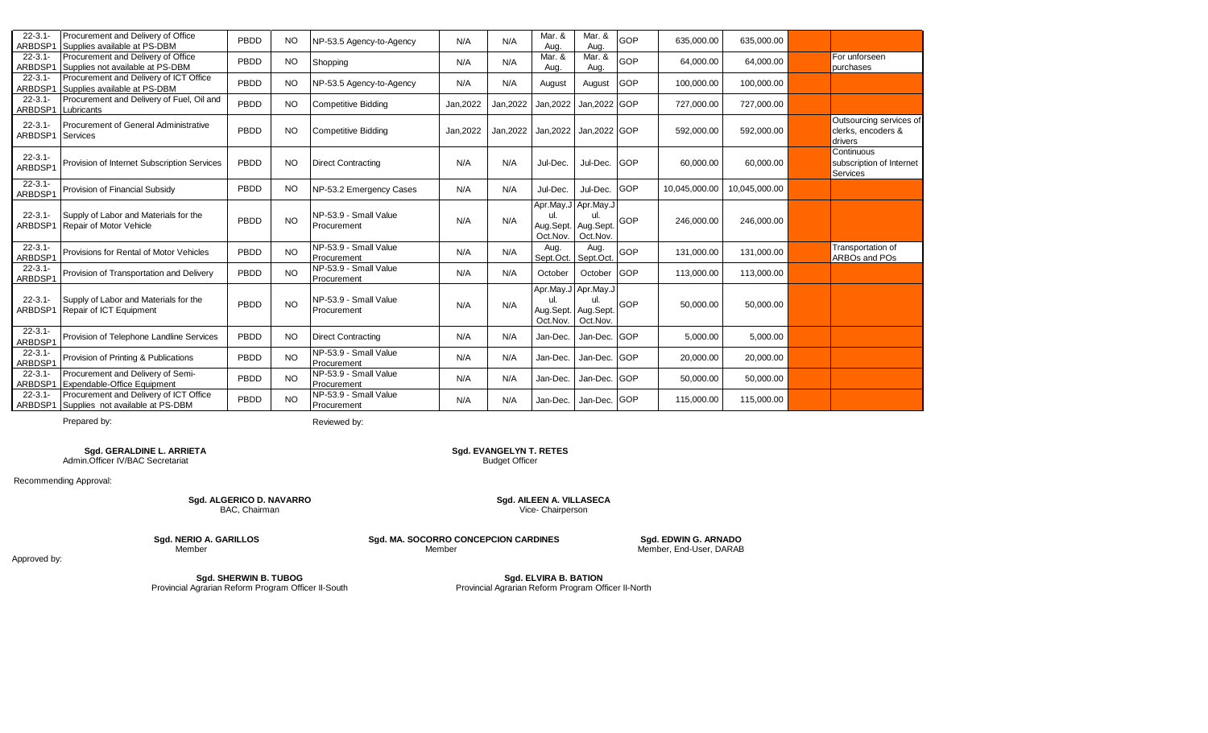| | | | | | | | | | | | | | | |
|---|---|---|---|---|---|---|---|---|---|---|---|---|---|---|
| 22-3.1-ARBDSP1 | Procurement and Delivery of Office Supplies available at PS-DBM | PBDD | NO | NP-53.5 Agency-to-Agency | N/A | N/A | Mar. & Aug. | Mar. & Aug. | GOP | 635,000.00 | 635,000.00 | | | |
| 22-3.1-ARBDSP1 | Procurement and Delivery of Office Supplies not available at PS-DBM | PBDD | NO | Shopping | N/A | N/A | Mar. & Aug. | Mar. & Aug. | GOP | 64,000.00 | 64,000.00 | | | For unforseen purchases |
| 22-3.1-ARBDSP1 | Procurement and Delivery of ICT Office Supplies available at PS-DBM | PBDD | NO | NP-53.5 Agency-to-Agency | N/A | N/A | August | August | GOP | 100,000.00 | 100,000.00 | | | |
| 22-3.1-ARBDSP1 | Procurement and Delivery of Fuel, Oil and Lubricants | PBDD | NO | Competitive Bidding | Jan,2022 | Jan,2022 | Jan,2022 | Jan,2022 | GOP | 727,000.00 | 727,000.00 | | | |
| 22-3.1-ARBDSP1 | Procurement of General Administrative Services | PBDD | NO | Competitive Bidding | Jan,2022 | Jan,2022 | Jan,2022 | Jan,2022 | GOP | 592,000.00 | 592,000.00 | | | Outsourcing services of clerks, encoders & drivers |
| 22-3.1-ARBDSP1 | Provision of Internet Subscription Services | PBDD | NO | Direct Contracting | N/A | N/A | Jul-Dec. | Jul-Dec. | GOP | 60,000.00 | 60,000.00 | | | Continuous subscription of Internet Services |
| 22-3.1-ARBDSP1 | Provision of Financial Subsidy | PBDD | NO | NP-53.2 Emergency Cases | N/A | N/A | Jul-Dec. | Jul-Dec. | GOP | 10,045,000.00 | 10,045,000.00 | | | |
| 22-3.1-ARBDSP1 | Supply of Labor and Materials for the Repair of Motor Vehicle | PBDD | NO | NP-53.9 - Small Value Procurement | N/A | N/A | Apr.May.Jul. Aug.Sept. Oct.Nov. | Apr.May.Jul. Aug.Sept. Oct.Nov. | GOP | 246,000.00 | 246,000.00 | | | |
| 22-3.1-ARBDSP1 | Provisions for Rental of Motor Vehicles | PBDD | NO | NP-53.9 - Small Value Procurement | N/A | N/A | Aug. Sept.Oct. | Aug. Sept.Oct. | GOP | 131,000.00 | 131,000.00 | | | Transportation of ARBOs and POs |
| 22-3.1-ARBDSP1 | Provision of Transportation and Delivery | PBDD | NO | NP-53.9 - Small Value Procurement | N/A | N/A | October | October | GOP | 113,000.00 | 113,000.00 | | | |
| 22-3.1-ARBDSP1 | Supply of Labor and Materials for the Repair of ICT Equipment | PBDD | NO | NP-53.9 - Small Value Procurement | N/A | N/A | Apr.May.Jul. Aug.Sept. Oct.Nov. | Apr.May.Jul. Aug.Sept. Oct.Nov. | GOP | 50,000.00 | 50,000.00 | | | |
| 22-3.1-ARBDSP1 | Provision of Telephone Landline Services | PBDD | NO | Direct Contracting | N/A | N/A | Jan-Dec. | Jan-Dec. | GOP | 5,000.00 | 5,000.00 | | | |
| 22-3.1-ARBDSP1 | Provision of Printing & Publications | PBDD | NO | NP-53.9 - Small Value Procurement | N/A | N/A | Jan-Dec. | Jan-Dec. | GOP | 20,000.00 | 20,000.00 | | | |
| 22-3.1-ARBDSP1 | Procurement and Delivery of Semi-Expendable-Office Equipment | PBDD | NO | NP-53.9 - Small Value Procurement | N/A | N/A | Jan-Dec. | Jan-Dec. | GOP | 50,000.00 | 50,000.00 | | | |
| 22-3.1-ARBDSP1 | Procurement and Delivery of ICT Office Supplies not available at PS-DBM | PBDD | NO | NP-53.9 - Small Value Procurement | N/A | N/A | Jan-Dec. | Jan-Dec. | GOP | 115,000.00 | 115,000.00 | | | |

Prepared by:

**Sgd. GERALDINE L. ARRIETA**
Admin.Officer IV/BAC Secretariat

Reviewed by:

**Sgd. EVANGELYN T. RETES**
Budget Officer

Recommending Approval:

**Sgd. ALGERICO D. NAVARRO**
BAC, Chairman

**Sgd. AILEEN A. VILLASECA**
Vice- Chairperson

**Sgd. NERIO A. GARILLOS**
Member

**Sgd. MA. SOCORRO CONCEPCION CARDINES**
Member

**Sgd. EDWIN G. ARNADO**
Member, End-User, DARAB

Approved by:

**Sgd. SHERWIN B. TUBOG**
Provincial Agrarian Reform Program Officer II-South

**Sgd. ELVIRA B. BATION**
Provincial Agrarian Reform Program Officer II-North